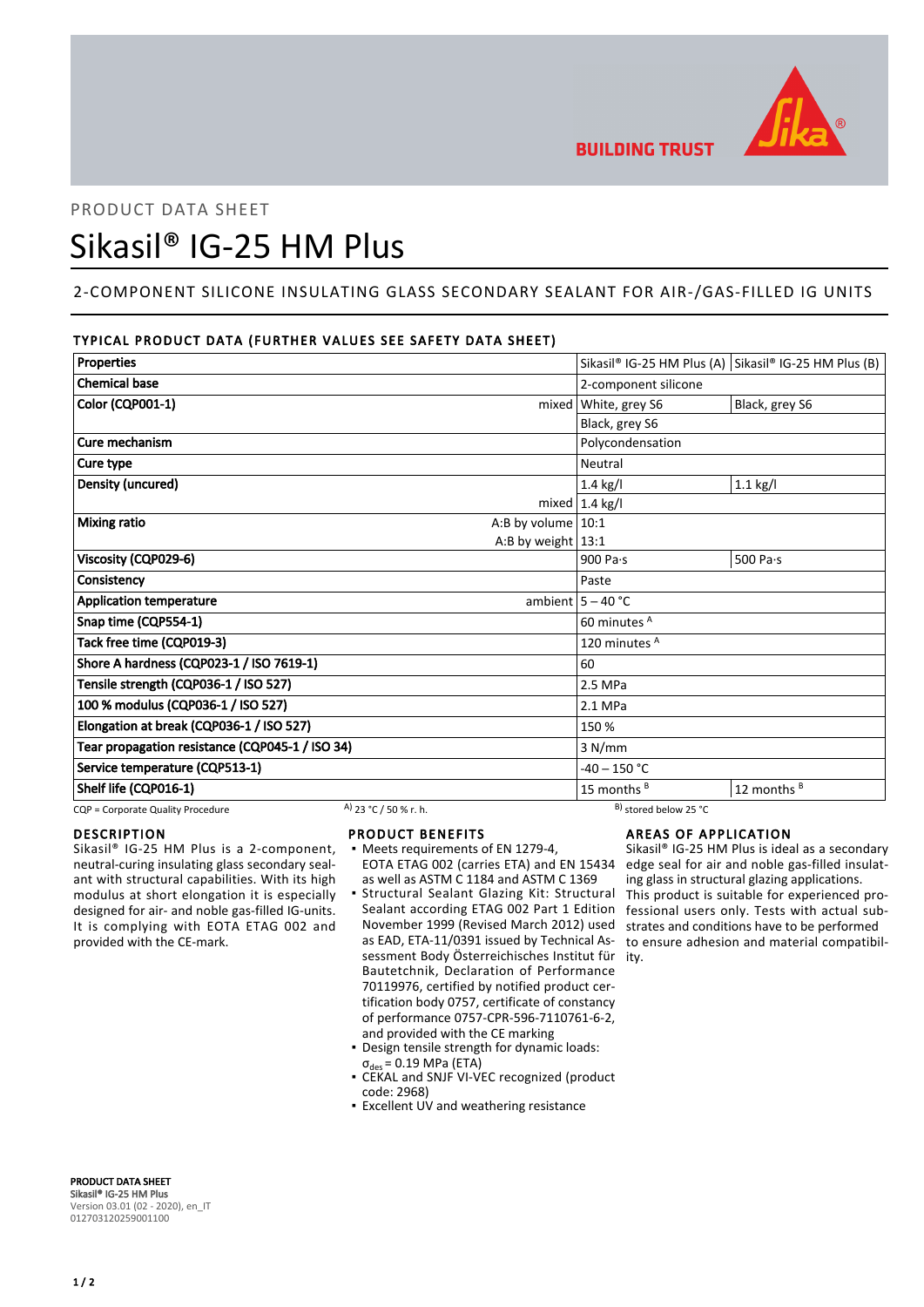BUILDING TRUST

PRODUCT DATA SHEET

# Sikasil® IG-25 HM Plus

## 2-COMPONENT SILICONE INSULATING GLASS SECONDARY SEALANT FOR AIR-/GAS-FILLED IG UNITS

### TYPICAL PRODUCT DATA (FURTHER VALUES SEE SAFETY DATA SHEET)

| Properties | | Sikasil® IG-25 HM Plus (A) | Sikasil® IG-25 HM Plus (B) |
|---|---|---|---|
| Chemical base | | 2-component silicone | |
| Color (CQP001-1) | mixed | White, grey S6 | Black, grey S6 |
| | | Black, grey S6 | |
| Cure mechanism | | Polycondensation | |
| Cure type | | Neutral | |
| Density (uncured) | | 1.4 kg/l | 1.1 kg/l |
| | mixed | 1.4 kg/l | |
| Mixing ratio | A:B by volume | 10:1 | |
| | A:B by weight | 13:1 | |
| Viscosity (CQP029-6) | | 900 Pa·s | 500 Pa·s |
| Consistency | | Paste | |
| Application temperature | ambient | 5 – 40 °C | |
| Snap time (CQP554-1) | | 60 minutes A | |
| Tack free time (CQP019-3) | | 120 minutes A | |
| Shore A hardness (CQP023-1 / ISO 7619-1) | | 60 | |
| Tensile strength (CQP036-1 / ISO 527) | | 2.5 MPa | |
| 100 % modulus (CQP036-1 / ISO 527) | | 2.1 MPa | |
| Elongation at break (CQP036-1 / ISO 527) | | 150 % | |
| Tear propagation resistance (CQP045-1 / ISO 34) | | 3 N/mm | |
| Service temperature (CQP513-1) | | -40 – 150 °C | |
| Shelf life (CQP016-1) | | 15 months B | 12 months B |

CQP = Corporate Quality Procedure A) 23 °C / 50 % r. h. B) stored below 25 °C

### DESCRIPTION

Sikasil® IG-25 HM Plus is a 2-component, neutral-curing insulating glass secondary sealant with structural capabilities. With its high modulus at short elongation it is especially designed for air- and noble gas-filled IG-units. It is complying with EOTA ETAG 002 and provided with the CE-mark.

### PRODUCT BENEFITS

- Meets requirements of EN 1279-4, EOTA ETAG 002 (carries ETA) and EN 15434 as well as ASTM C 1184 and ASTM C 1369
- Structural Sealant Glazing Kit: Structural Sealant according ETAG 002 Part 1 Edition November 1999 (Revised March 2012) used as EAD, ETA-11/0391 issued by Technical Assessment Body Österreichisches Institut für Bautetchnik, Declaration of Performance 70119976, certified by notified product certification body 0757, certificate of constancy of performance 0757-CPR-596-7110761-6-2, and provided with the CE marking
- Design tensile strength for dynamic loads: $\sigma_{des}$ = 0.19 MPa (ETA)
- CEKAL and SNJF VI-VEC recognized (product code: 2968)
- Excellent UV and weathering resistance

### AREAS OF APPLICATION

Sikasil® IG-25 HM Plus is ideal as a secondary edge seal for air and noble gas-filled insulating glass in structural glazing applications.
This product is suitable for experienced professional users only. Tests with actual substrates and conditions have to be performed to ensure adhesion and material compatibility.

**PRODUCT DATA SHEET**
**Sikasil® IG-25 HM Plus**
Version 03.01 (02 - 2020), en_IT
012703120259001100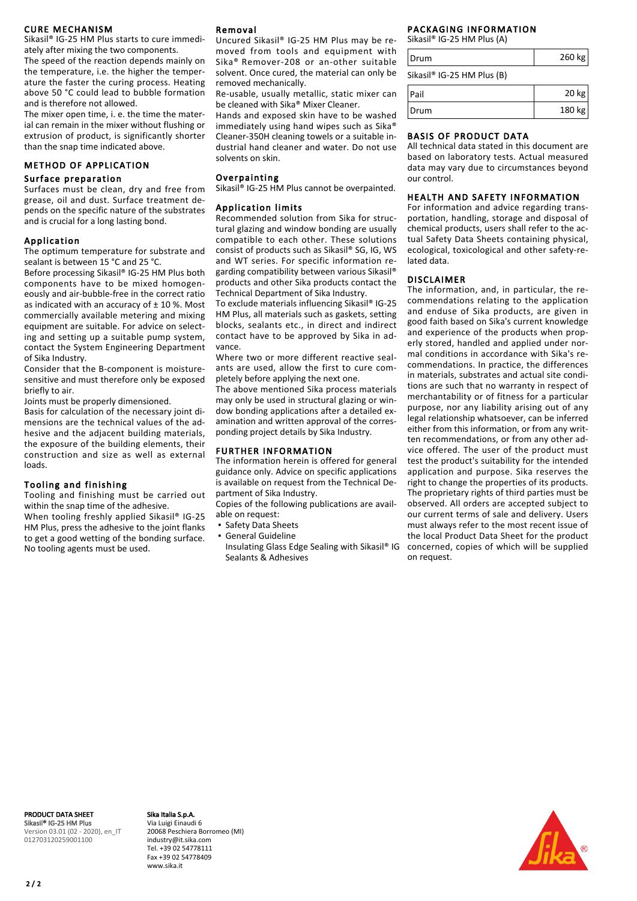## CURE MECHANISM

Sikasil® IG-25 HM Plus starts to cure immediately after mixing the two components.

The speed of the reaction depends mainly on the temperature, i.e. the higher the temperature the faster the curing process. Heating above 50 °C could lead to bubble formation and is therefore not allowed.

The mixer open time, i. e. the time the material can remain in the mixer without flushing or extrusion of product, is significantly shorter than the snap time indicated above.

## METHOD OF APPLICATION

### Surface preparation

Surfaces must be clean, dry and free from grease, oil and dust. Surface treatment depends on the specific nature of the substrates and is crucial for a long lasting bond.

### Application

The optimum temperature for substrate and sealant is between 15 °C and 25 °C.

Before processing Sikasil® IG-25 HM Plus both components have to be mixed homogeneously and air-bubble-free in the correct ratio as indicated with an accuracy of ± 10 %. Most commercially available metering and mixing equipment are suitable. For advice on selecting and setting up a suitable pump system, contact the System Engineering Department of Sika Industry.

Consider that the B-component is moisture-sensitive and must therefore only be exposed briefly to air.

Joints must be properly dimensioned.

Basis for calculation of the necessary joint dimensions are the technical values of the adhesive and the adjacent building materials, the exposure of the building elements, their construction and size as well as external loads.

### Tooling and finishing

Tooling and finishing must be carried out within the snap time of the adhesive.

When tooling freshly applied Sikasil® IG-25 HM Plus, press the adhesive to the joint flanks to get a good wetting of the bonding surface. No tooling agents must be used.

### Removal

Uncured Sikasil® IG-25 HM Plus may be removed from tools and equipment with Sika® Remover-208 or an-other suitable solvent. Once cured, the material can only be removed mechanically.

Re-usable, usually metallic, static mixer can be cleaned with Sika® Mixer Cleaner.

Hands and exposed skin have to be washed immediately using hand wipes such as Sika® Cleaner-350H cleaning towels or a suitable industrial hand cleaner and water. Do not use solvents on skin.

### Overpainting

Sikasil® IG-25 HM Plus cannot be overpainted.

### Application limits

Recommended solution from Sika for structural glazing and window bonding are usually compatible to each other. These solutions consist of products such as Sikasil® SG, IG, WS and WT series. For specific information regarding compatibility between various Sikasil® products and other Sika products contact the Technical Department of Sika Industry.

To exclude materials influencing Sikasil® IG-25 HM Plus, all materials such as gaskets, setting blocks, sealants etc., in direct and indirect contact have to be approved by Sika in advance.

Where two or more different reactive sealants are used, allow the first to cure completely before applying the next one.

The above mentioned Sika process materials may only be used in structural glazing or window bonding applications after a detailed examination and written approval of the corresponding project details by Sika Industry.

## FURTHER INFORMATION

The information herein is offered for general guidance only. Advice on specific applications is available on request from the Technical Department of Sika Industry.

Copies of the following publications are available on request:

- Safety Data Sheets
- General Guideline
  Insulating Glass Edge Sealing with Sikasil® IG Sealants & Adhesives

## PACKAGING INFORMATION

Sikasil® IG-25 HM Plus (A)

| | |
|---|---|
| Drum | 260 kg |

Sikasil® IG-25 HM Plus (B)

| | |
|---|---|
| Pail | 20 kg |
| Drum | 180 kg |

## BASIS OF PRODUCT DATA

All technical data stated in this document are based on laboratory tests. Actual measured data may vary due to circumstances beyond our control.

## HEALTH AND SAFETY INFORMATION

For information and advice regarding transportation, handling, storage and disposal of chemical products, users shall refer to the actual Safety Data Sheets containing physical, ecological, toxicological and other safety-related data.

## DISCLAIMER

The information, and, in particular, the recommendations relating to the application and enduse of Sika products, are given in good faith based on Sika's current knowledge and experience of the products when properly stored, handled and applied under normal conditions in accordance with Sika's recommendations. In practice, the differences in materials, substrates and actual site conditions are such that no warranty in respect of merchantability or of fitness for a particular purpose, nor any liability arising out of any legal relationship whatsoever, can be inferred either from this information, or from any written recommendations, or from any other advice offered. The user of the product must test the product's suitability for the intended application and purpose. Sika reserves the right to change the properties of its products. The proprietary rights of third parties must be observed. All orders are accepted subject to our current terms of sale and delivery. Users must always refer to the most recent issue of the local Product Data Sheet for the product concerned, copies of which will be supplied on request.

**PRODUCT DATA SHEET**
**Sikasil® IG-25 HM Plus**
Version 03.01 (02 - 2020), en_IT
012703120259001100

**Sika Italia S.p.A.**
Via Luigi Einaudi 6
20068 Peschiera Borromeo (MI)
industry@it.sika.com
Tel. +39 02 54778111
Fax +39 02 54778409
www.sika.it